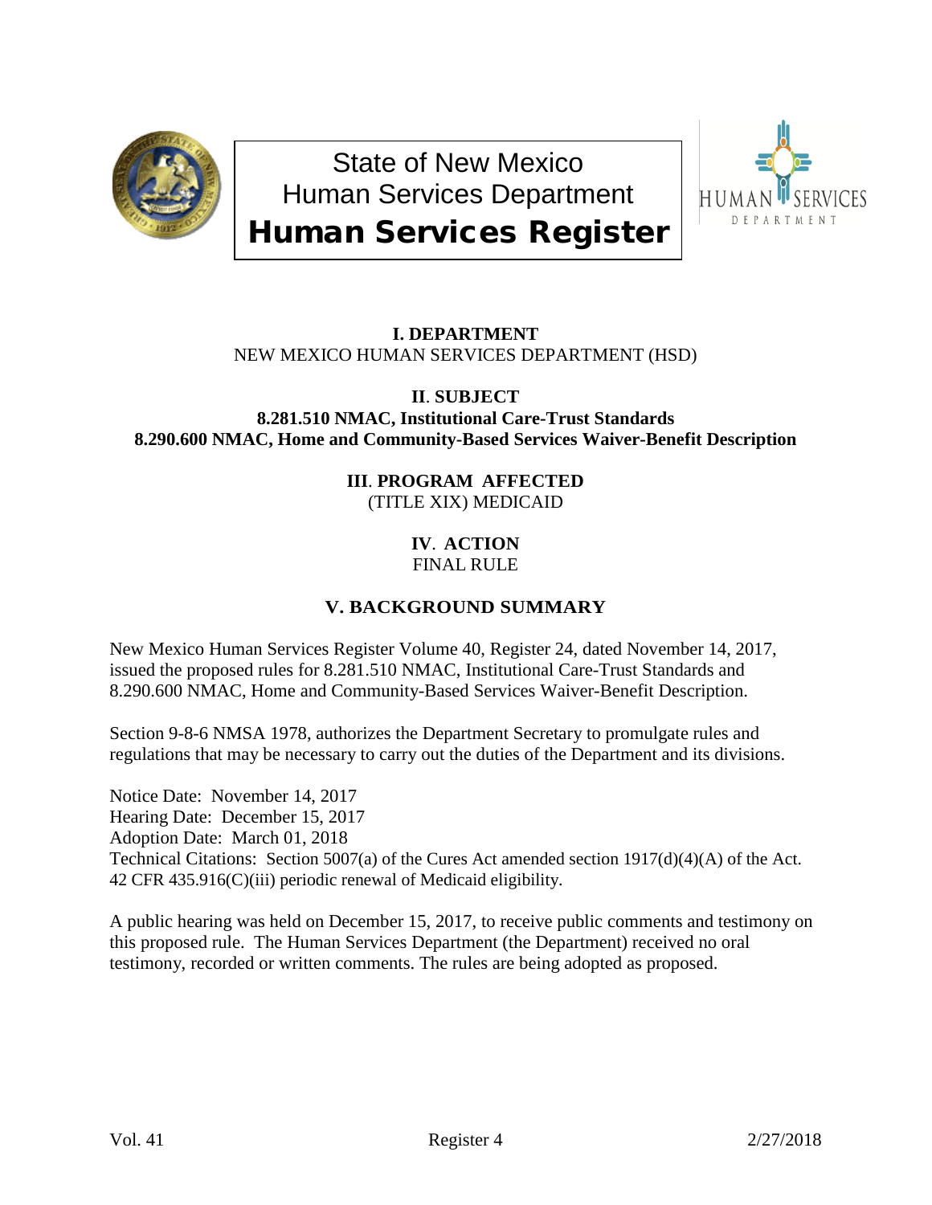# State of New Mexico Human Services Department Human Services Register

## I. DEPARTMENT

NEW MEXICO HUMAN SERVICES DEPARTMENT (HSD)

## II. SUBJECT

**8.281.510 NMAC, Institutional Care-Trust Standards**
**8.290.600 NMAC, Home and Community-Based Services Waiver-Benefit Description**

## III. PROGRAM AFFECTED

(TITLE XIX) MEDICAID

## IV. ACTION

FINAL RULE

## V. BACKGROUND SUMMARY

New Mexico Human Services Register Volume 40, Register 24, dated November 14, 2017, issued the proposed rules for 8.281.510 NMAC, Institutional Care-Trust Standards and 8.290.600 NMAC, Home and Community-Based Services Waiver-Benefit Description.

Section 9-8-6 NMSA 1978, authorizes the Department Secretary to promulgate rules and regulations that may be necessary to carry out the duties of the Department and its divisions.

Notice Date: November 14, 2017
Hearing Date: December 15, 2017
Adoption Date: March 01, 2018
Technical Citations: Section 5007(a) of the Cures Act amended section 1917(d)(4)(A) of the Act.
42 CFR 435.916(C)(iii) periodic renewal of Medicaid eligibility.

A public hearing was held on December 15, 2017, to receive public comments and testimony on this proposed rule. The Human Services Department (the Department) received no oral testimony, recorded or written comments. The rules are being adopted as proposed.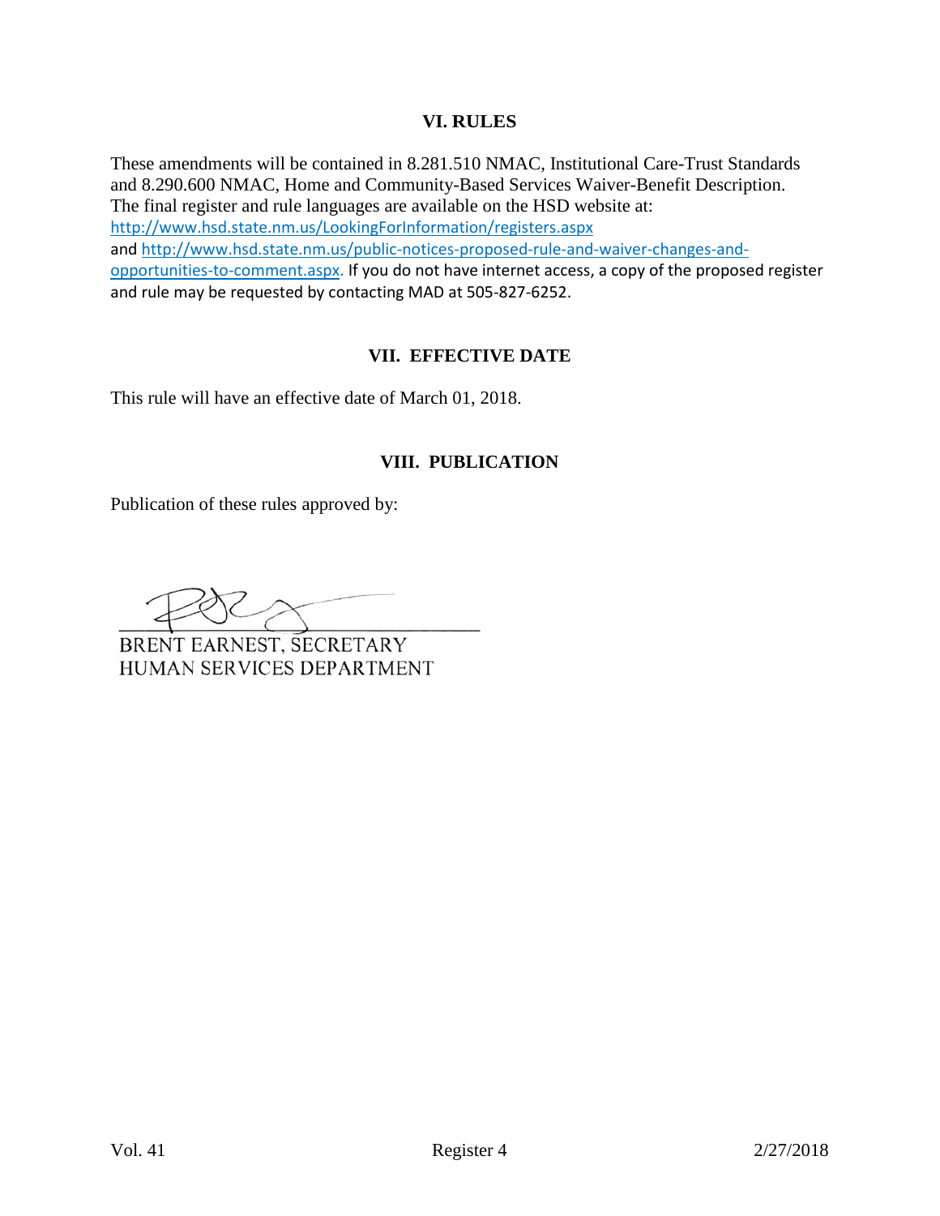## VI. RULES

These amendments will be contained in 8.281.510 NMAC, Institutional Care-Trust Standards and 8.290.600 NMAC, Home and Community-Based Services Waiver-Benefit Description. The final register and rule languages are available on the HSD website at: http://www.hsd.state.nm.us/LookingForInformation/registers.aspx and http://www.hsd.state.nm.us/public-notices-proposed-rule-and-waiver-changes-and-opportunities-to-comment.aspx. If you do not have internet access, a copy of the proposed register and rule may be requested by contacting MAD at 505-827-6252.

## VII. EFFECTIVE DATE

This rule will have an effective date of March 01, 2018.

## VIII. PUBLICATION

Publication of these rules approved by:

BRENT EARNEST, SECRETARY
HUMAN SERVICES DEPARTMENT